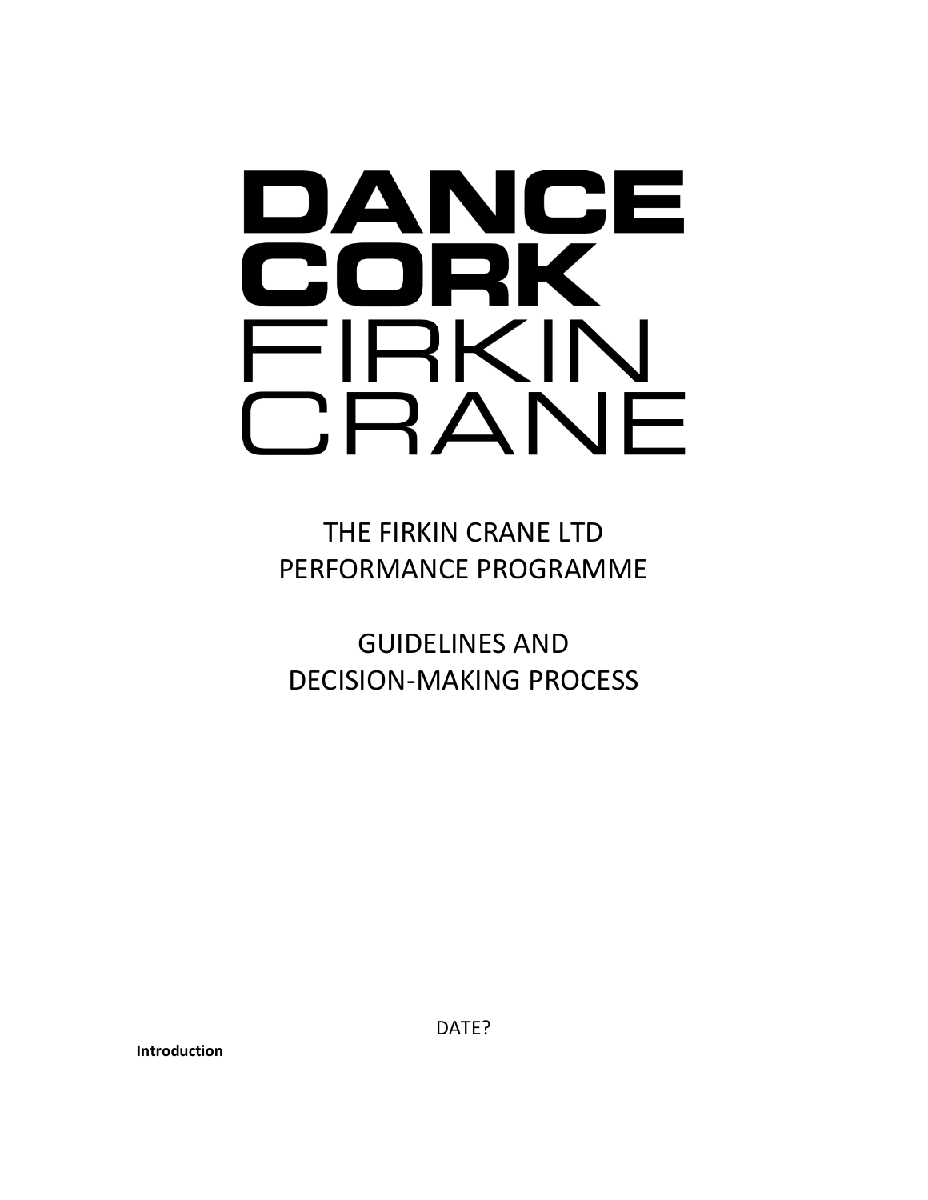# DANCE CORK FIRKIN CRANE

THE FIRKIN CRANE LTD
PERFORMANCE PROGRAMME

GUIDELINES AND
DECISION-MAKING PROCESS

DATE?

**Introduction**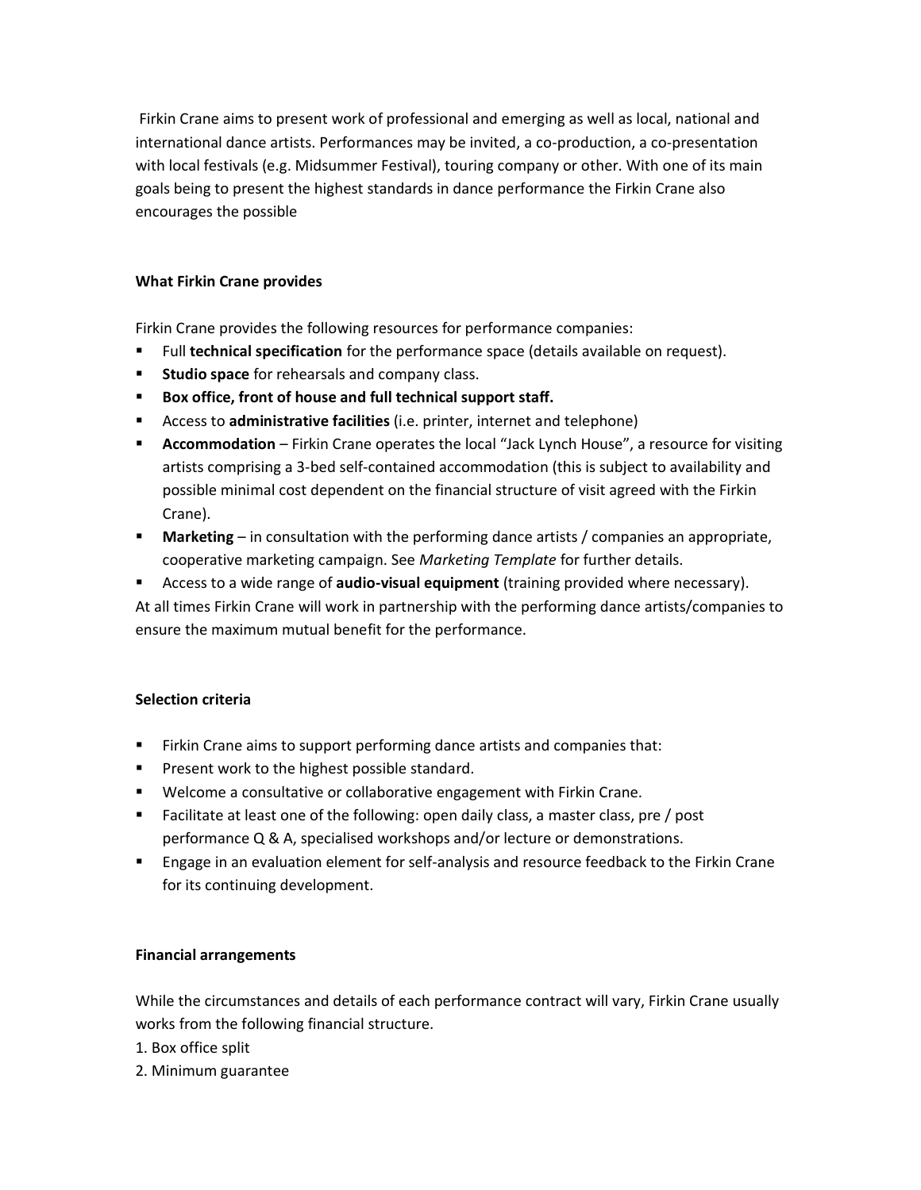Firkin Crane aims to present work of professional and emerging as well as local, national and international dance artists. Performances may be invited, a co-production, a co-presentation with local festivals (e.g. Midsummer Festival), touring company or other. With one of its main goals being to present the highest standards in dance performance the Firkin Crane also encourages the possible

**What Firkin Crane provides**

Firkin Crane provides the following resources for performance companies:

- Full **technical specification** for the performance space (details available on request).
- **Studio space** for rehearsals and company class.
- **Box office, front of house and full technical support staff.**
- Access to **administrative facilities** (i.e. printer, internet and telephone)
- **Accommodation** – Firkin Crane operates the local "Jack Lynch House", a resource for visiting artists comprising a 3-bed self-contained accommodation (this is subject to availability and possible minimal cost dependent on the financial structure of visit agreed with the Firkin Crane).
- **Marketing** – in consultation with the performing dance artists / companies an appropriate, cooperative marketing campaign. See *Marketing Template* for further details.
- Access to a wide range of **audio-visual equipment** (training provided where necessary).

At all times Firkin Crane will work in partnership with the performing dance artists/companies to ensure the maximum mutual benefit for the performance.

**Selection criteria**

- Firkin Crane aims to support performing dance artists and companies that:
- Present work to the highest possible standard.
- Welcome a consultative or collaborative engagement with Firkin Crane.
- Facilitate at least one of the following: open daily class, a master class, pre / post performance Q & A, specialised workshops and/or lecture or demonstrations.
- Engage in an evaluation element for self-analysis and resource feedback to the Firkin Crane for its continuing development.

**Financial arrangements**

While the circumstances and details of each performance contract will vary, Firkin Crane usually works from the following financial structure.

1. Box office split
2. Minimum guarantee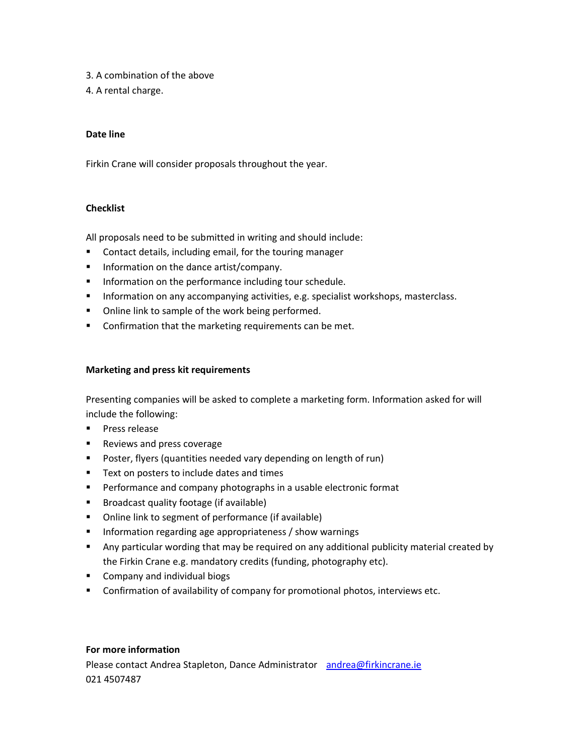3. A combination of the above
4. A rental charge.

**Date line**

Firkin Crane will consider proposals throughout the year.

**Checklist**

All proposals need to be submitted in writing and should include:

- Contact details, including email, for the touring manager
- Information on the dance artist/company.
- Information on the performance including tour schedule.
- Information on any accompanying activities, e.g. specialist workshops, masterclass.
- Online link to sample of the work being performed.
- Confirmation that the marketing requirements can be met.

**Marketing and press kit requirements**

Presenting companies will be asked to complete a marketing form. Information asked for will include the following:

- Press release
- Reviews and press coverage
- Poster, flyers (quantities needed vary depending on length of run)
- Text on posters to include dates and times
- Performance and company photographs in a usable electronic format
- Broadcast quality footage (if available)
- Online link to segment of performance (if available)
- Information regarding age appropriateness / show warnings
- Any particular wording that may be required on any additional publicity material created by the Firkin Crane e.g. mandatory credits (funding, photography etc).
- Company and individual biogs
- Confirmation of availability of company for promotional photos, interviews etc.

**For more information**

Please contact Andrea Stapleton, Dance Administrator andrea@firkincrane.ie
021 4507487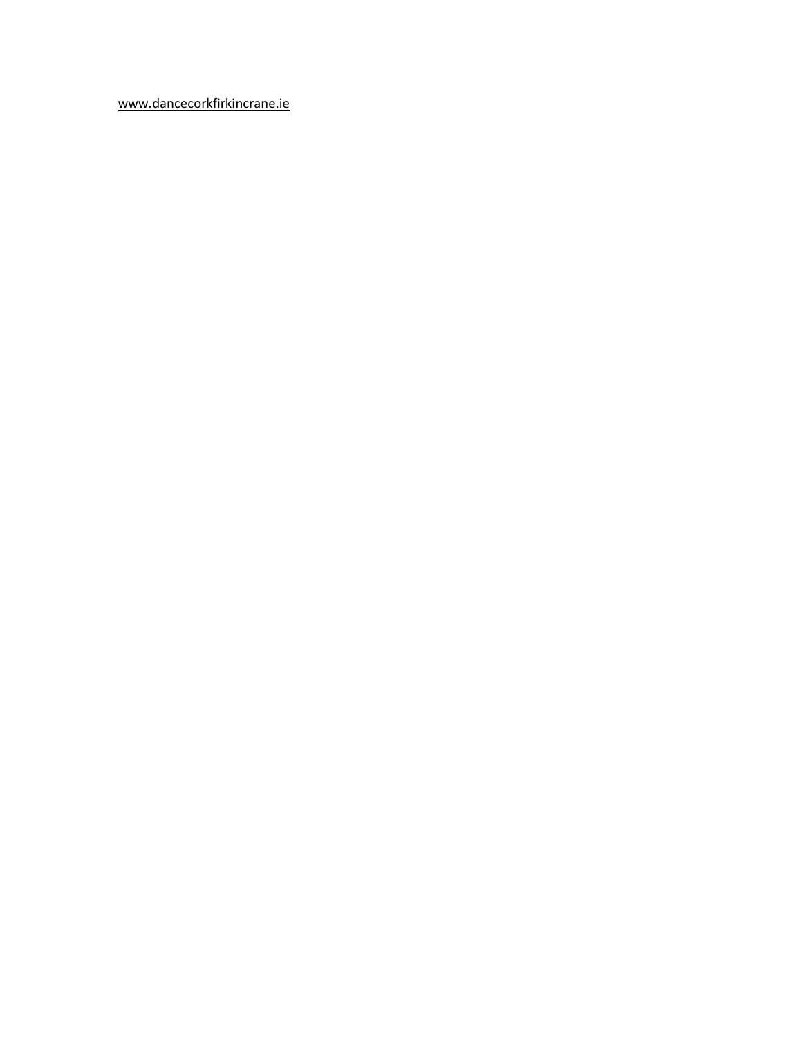www.dancecorkfirkincrane.ie